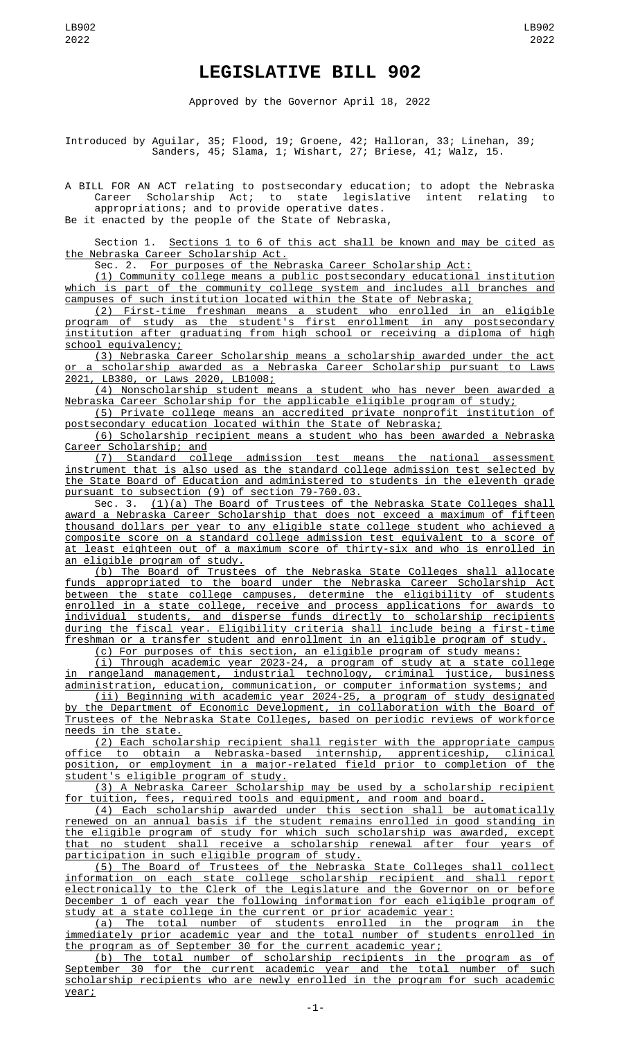# LEGISLATIVE BILL 902

Approved by the Governor April 18, 2022

Introduced by Aguilar, 35; Flood, 19; Groene, 42; Halloran, 33; Linehan, 39; Sanders, 45; Slama, 1; Wishart, 27; Briese, 41; Walz, 15.

A BILL FOR AN ACT relating to postsecondary education; to adopt the Nebraska Career Scholarship Act; to state legislative intent relating to appropriations; and to provide operative dates.

Be it enacted by the people of the State of Nebraska,

Section 1. Sections 1 to 6 of this act shall be known and may be cited as the Nebraska Career Scholarship Act.

Sec. 2. For purposes of the Nebraska Career Scholarship Act:

(1) Community college means a public postsecondary educational institution which is part of the community college system and includes all branches and campuses of such institution located within the State of Nebraska;

(2) First-time freshman means a student who enrolled in an eligible program of study as the student's first enrollment in any postsecondary institution after graduating from high school or receiving a diploma of high school equivalency;

(3) Nebraska Career Scholarship means a scholarship awarded under the act or a scholarship awarded as a Nebraska Career Scholarship pursuant to Laws 2021, LB380, or Laws 2020, LB1008;

(4) Nonscholarship student means a student who has never been awarded a Nebraska Career Scholarship for the applicable eligible program of study;

(5) Private college means an accredited private nonprofit institution of postsecondary education located within the State of Nebraska;

(6) Scholarship recipient means a student who has been awarded a Nebraska Career Scholarship; and

(7) Standard college admission test means the national assessment instrument that is also used as the standard college admission test selected by the State Board of Education and administered to students in the eleventh grade pursuant to subsection (9) of section 79-760.03.

Sec. 3. (1)(a) The Board of Trustees of the Nebraska State Colleges shall award a Nebraska Career Scholarship that does not exceed a maximum of fifteen thousand dollars per year to any eligible state college student who achieved a composite score on a standard college admission test equivalent to a score of at least eighteen out of a maximum score of thirty-six and who is enrolled in an eligible program of study.

(b) The Board of Trustees of the Nebraska State Colleges shall allocate funds appropriated to the board under the Nebraska Career Scholarship Act between the state college campuses, determine the eligibility of students enrolled in a state college, receive and process applications for awards to individual students, and disperse funds directly to scholarship recipients during the fiscal year. Eligibility criteria shall include being a first-time freshman or a transfer student and enrollment in an eligible program of study.

(c) For purposes of this section, an eligible program of study means:

(i) Through academic year 2023-24, a program of study at a state college in rangeland management, industrial technology, criminal justice, business administration, education, communication, or computer information systems; and

(ii) Beginning with academic year 2024-25, a program of study designated by the Department of Economic Development, in collaboration with the Board of Trustees of the Nebraska State Colleges, based on periodic reviews of workforce needs in the state.

(2) Each scholarship recipient shall register with the appropriate campus office to obtain a Nebraska-based internship, apprenticeship, clinical position, or employment in a major-related field prior to completion of the student's eligible program of study.

(3) A Nebraska Career Scholarship may be used by a scholarship recipient for tuition, fees, required tools and equipment, and room and board.

(4) Each scholarship awarded under this section shall be automatically renewed on an annual basis if the student remains enrolled in good standing in the eligible program of study for which such scholarship was awarded, except that no student shall receive a scholarship renewal after four years of participation in such eligible program of study.

(5) The Board of Trustees of the Nebraska State Colleges shall collect information on each state college scholarship recipient and shall report electronically to the Clerk of the Legislature and the Governor on or before December 1 of each year the following information for each eligible program of study at a state college in the current or prior academic year:

(a) The total number of students enrolled in the program in the immediately prior academic year and the total number of students enrolled in the program as of September 30 for the current academic year;

(b) The total number of scholarship recipients in the program as of September 30 for the current academic year and the total number of such scholarship recipients who are newly enrolled in the program for such academic year;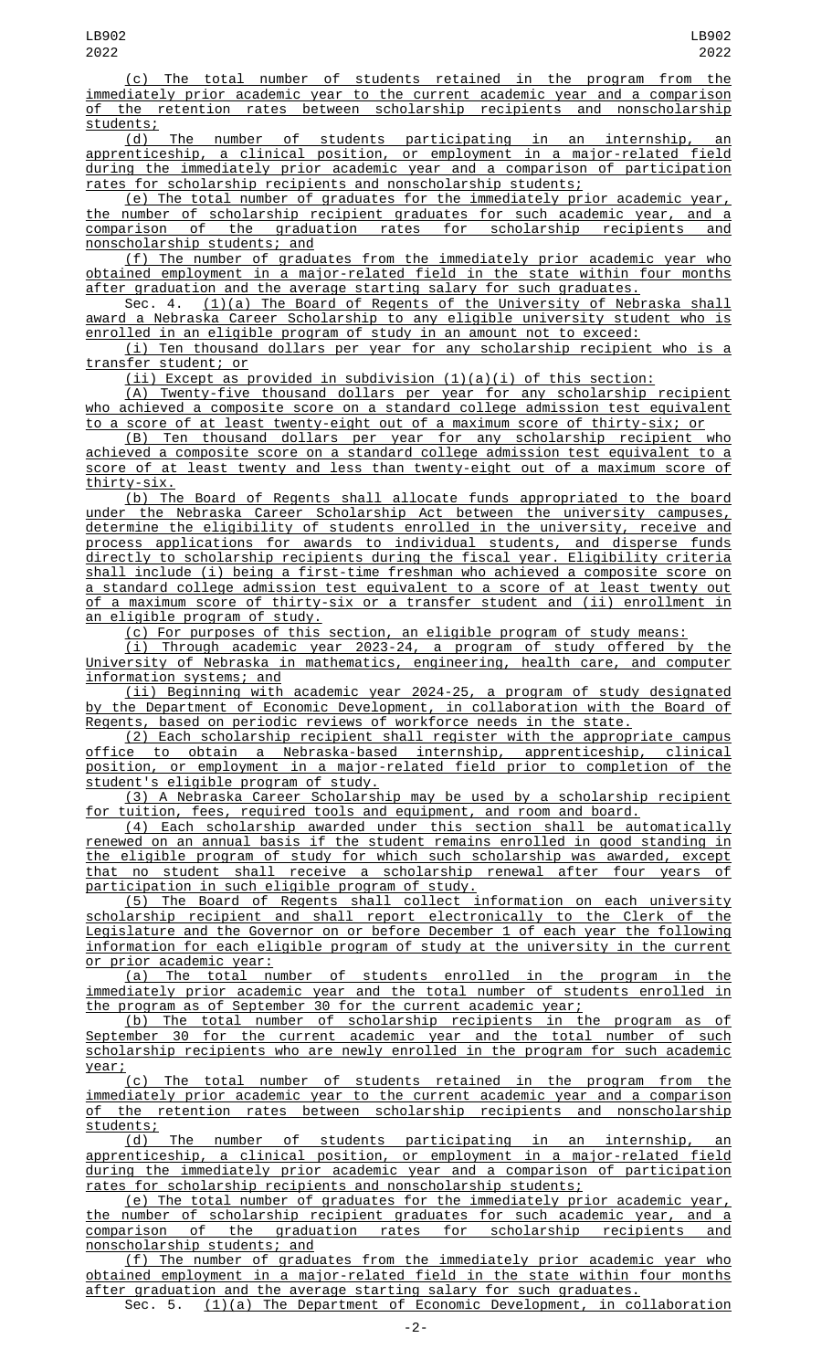(c) The total number of students retained in the program from the immediately prior academic year to the current academic year and a comparison of the retention rates between scholarship recipients and nonscholarship students;

(d) The number of students participating in an internship, an apprenticeship, a clinical position, or employment in a major-related field during the immediately prior academic year and a comparison of participation rates for scholarship recipients and nonscholarship students;

(e) The total number of graduates for the immediately prior academic year, the number of scholarship recipient graduates for such academic year, and a comparison of the graduation rates for scholarship recipients and nonscholarship students; and

(f) The number of graduates from the immediately prior academic year who obtained employment in a major-related field in the state within four months after graduation and the average starting salary for such graduates.

Sec. 4. (1)(a) The Board of Regents of the University of Nebraska shall award a Nebraska Career Scholarship to any eligible university student who is enrolled in an eligible program of study in an amount not to exceed:

(i) Ten thousand dollars per year for any scholarship recipient who is a transfer student; or

(ii) Except as provided in subdivision (1)(a)(i) of this section:

(A) Twenty-five thousand dollars per year for any scholarship recipient who achieved a composite score on a standard college admission test equivalent to a score of at least twenty-eight out of a maximum score of thirty-six; or

(B) Ten thousand dollars per year for any scholarship recipient who achieved a composite score on a standard college admission test equivalent to a score of at least twenty and less than twenty-eight out of a maximum score of thirty-six.

(b) The Board of Regents shall allocate funds appropriated to the board under the Nebraska Career Scholarship Act between the university campuses, determine the eligibility of students enrolled in the university, receive and process applications for awards to individual students, and disperse funds directly to scholarship recipients during the fiscal year. Eligibility criteria shall include (i) being a first-time freshman who achieved a composite score on a standard college admission test equivalent to a score of at least twenty out of a maximum score of thirty-six or a transfer student and (ii) enrollment in an eligible program of study.

(c) For purposes of this section, an eligible program of study means:

(i) Through academic year 2023-24, a program of study offered by the University of Nebraska in mathematics, engineering, health care, and computer information systems; and

(ii) Beginning with academic year 2024-25, a program of study designated by the Department of Economic Development, in collaboration with the Board of Regents, based on periodic reviews of workforce needs in the state.

(2) Each scholarship recipient shall register with the appropriate campus office to obtain a Nebraska-based internship, apprenticeship, clinical position, or employment in a major-related field prior to completion of the student's eligible program of study.

(3) A Nebraska Career Scholarship may be used by a scholarship recipient for tuition, fees, required tools and equipment, and room and board.

(4) Each scholarship awarded under this section shall be automatically renewed on an annual basis if the student remains enrolled in good standing in the eligible program of study for which such scholarship was awarded, except that no student shall receive a scholarship renewal after four years of participation in such eligible program of study.

(5) The Board of Regents shall collect information on each university scholarship recipient and shall report electronically to the Clerk of the Legislature and the Governor on or before December 1 of each year the following information for each eligible program of study at the university in the current or prior academic year:

(a) The total number of students enrolled in the program in the immediately prior academic year and the total number of students enrolled in the program as of September 30 for the current academic year;

(b) The total number of scholarship recipients in the program as of September 30 for the current academic year and the total number of such scholarship recipients who are newly enrolled in the program for such academic year;

(c) The total number of students retained in the program from the immediately prior academic year to the current academic year and a comparison of the retention rates between scholarship recipients and nonscholarship students;

(d) The number of students participating in an internship, an apprenticeship, a clinical position, or employment in a major-related field during the immediately prior academic year and a comparison of participation rates for scholarship recipients and nonscholarship students;

(e) The total number of graduates for the immediately prior academic year, the number of scholarship recipient graduates for such academic year, and a comparison of the graduation rates for scholarship recipients and nonscholarship students; and

(f) The number of graduates from the immediately prior academic year who obtained employment in a major-related field in the state within four months after graduation and the average starting salary for such graduates.

Sec. 5. (1)(a) The Department of Economic Development, in collaboration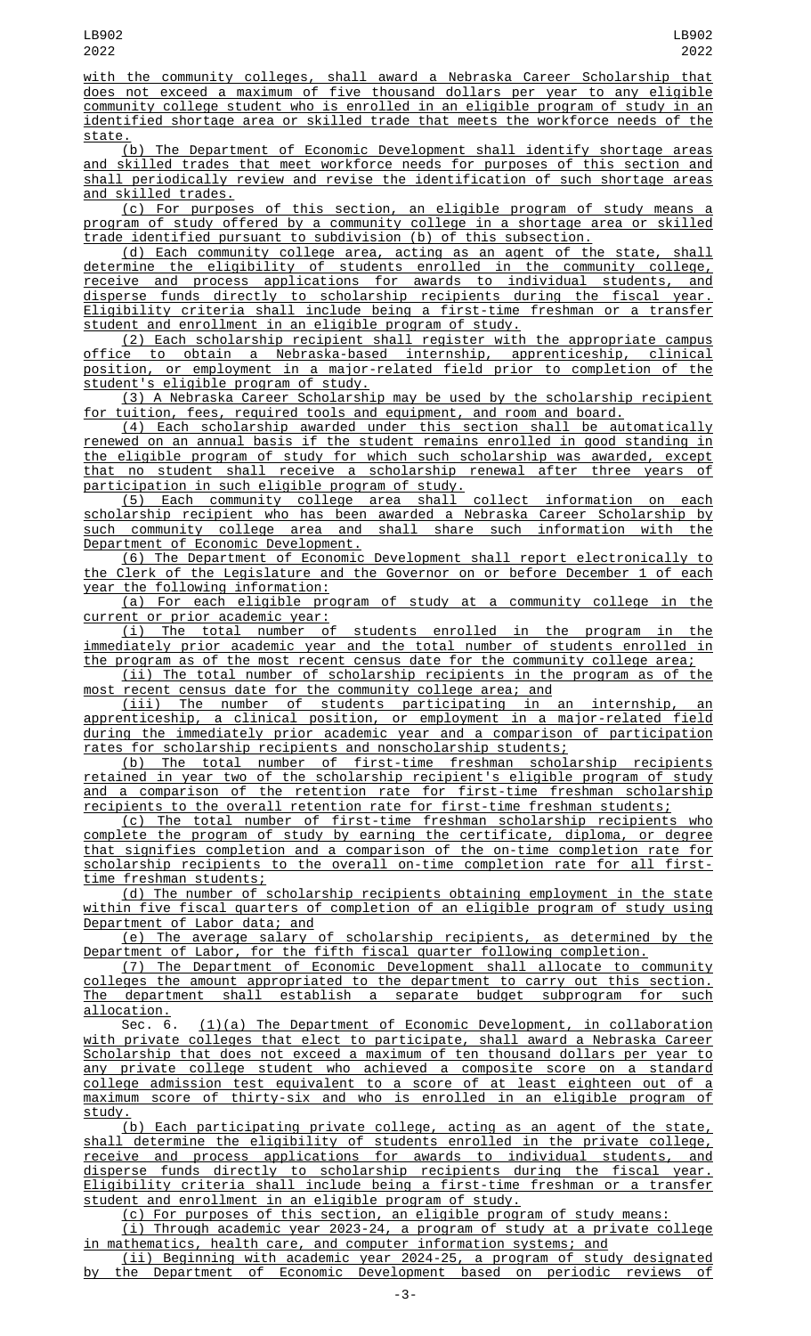with the community colleges, shall award a Nebraska Career Scholarship that does not exceed a maximum of five thousand dollars per year to any eligible community college student who is enrolled in an eligible program of study in an identified shortage area or skilled trade that meets the workforce needs of the state.

(b) The Department of Economic Development shall identify shortage areas and skilled trades that meet workforce needs for purposes of this section and shall periodically review and revise the identification of such shortage areas and skilled trades.

(c) For purposes of this section, an eligible program of study means a program of study offered by a community college in a shortage area or skilled trade identified pursuant to subdivision (b) of this subsection.

(d) Each community college area, acting as an agent of the state, shall determine the eligibility of students enrolled in the community college, receive and process applications for awards to individual students, and disperse funds directly to scholarship recipients during the fiscal year. Eligibility criteria shall include being a first-time freshman or a transfer student and enrollment in an eligible program of study.

(2) Each scholarship recipient shall register with the appropriate campus office to obtain a Nebraska-based internship, apprenticeship, clinical position, or employment in a major-related field prior to completion of the student's eligible program of study.

(3) A Nebraska Career Scholarship may be used by the scholarship recipient for tuition, fees, required tools and equipment, and room and board.

(4) Each scholarship awarded under this section shall be automatically renewed on an annual basis if the student remains enrolled in good standing in the eligible program of study for which such scholarship was awarded, except that no student shall receive a scholarship renewal after three years of participation in such eligible program of study.

(5) Each community college area shall collect information on each scholarship recipient who has been awarded a Nebraska Career Scholarship by such community college area and shall share such information with the Department of Economic Development.

(6) The Department of Economic Development shall report electronically to the Clerk of the Legislature and the Governor on or before December 1 of each year the following information:

(a) For each eligible program of study at a community college in the current or prior academic year:

(i) The total number of students enrolled in the program in the immediately prior academic year and the total number of students enrolled in the program as of the most recent census date for the community college area;

(ii) The total number of scholarship recipients in the program as of the most recent census date for the community college area; and

(iii) The number of students participating in an internship, an apprenticeship, a clinical position, or employment in a major-related field during the immediately prior academic year and a comparison of participation rates for scholarship recipients and nonscholarship students;

(b) The total number of first-time freshman scholarship recipients retained in year two of the scholarship recipient's eligible program of study and a comparison of the retention rate for first-time freshman scholarship recipients to the overall retention rate for first-time freshman students;

(c) The total number of first-time freshman scholarship recipients who complete the program of study by earning the certificate, diploma, or degree that signifies completion and a comparison of the on-time completion rate for scholarship recipients to the overall on-time completion rate for all first-time freshman students;

(d) The number of scholarship recipients obtaining employment in the state within five fiscal quarters of completion of an eligible program of study using Department of Labor data; and

(e) The average salary of scholarship recipients, as determined by the Department of Labor, for the fifth fiscal quarter following completion.

(7) The Department of Economic Development shall allocate to community colleges the amount appropriated to the department to carry out this section. The department shall establish a separate budget subprogram for such allocation.

Sec. 6. (1)(a) The Department of Economic Development, in collaboration with private colleges that elect to participate, shall award a Nebraska Career Scholarship that does not exceed a maximum of ten thousand dollars per year to any private college student who achieved a composite score on a standard college admission test equivalent to a score of at least eighteen out of a maximum score of thirty-six and who is enrolled in an eligible program of study.

(b) Each participating private college, acting as an agent of the state, shall determine the eligibility of students enrolled in the private college, receive and process applications for awards to individual students, and disperse funds directly to scholarship recipients during the fiscal year. Eligibility criteria shall include being a first-time freshman or a transfer student and enrollment in an eligible program of study.

(c) For purposes of this section, an eligible program of study means:

(i) Through academic year 2023-24, a program of study at a private college in mathematics, health care, and computer information systems; and

(ii) Beginning with academic year 2024-25, a program of study designated by the Department of Economic Development based on periodic reviews of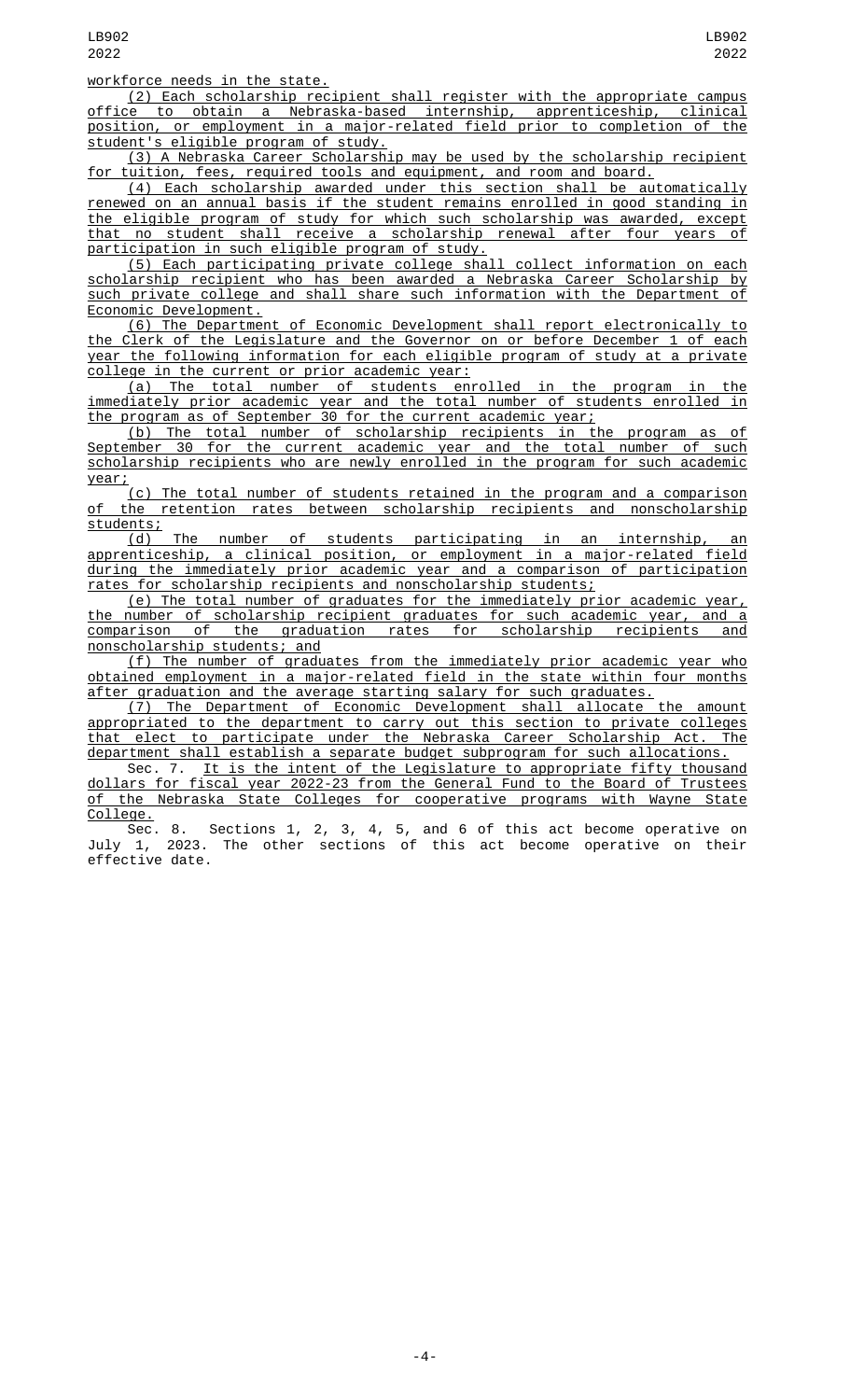workforce needs in the state.

(2) Each scholarship recipient shall register with the appropriate campus office to obtain a Nebraska-based internship, apprenticeship, clinical position, or employment in a major-related field prior to completion of the student's eligible program of study.

(3) A Nebraska Career Scholarship may be used by the scholarship recipient for tuition, fees, required tools and equipment, and room and board.

(4) Each scholarship awarded under this section shall be automatically renewed on an annual basis if the student remains enrolled in good standing in the eligible program of study for which such scholarship was awarded, except that no student shall receive a scholarship renewal after four years of participation in such eligible program of study.

(5) Each participating private college shall collect information on each scholarship recipient who has been awarded a Nebraska Career Scholarship by such private college and shall share such information with the Department of Economic Development.

(6) The Department of Economic Development shall report electronically to the Clerk of the Legislature and the Governor on or before December 1 of each year the following information for each eligible program of study at a private college in the current or prior academic year:

(a) The total number of students enrolled in the program in the immediately prior academic year and the total number of students enrolled in the program as of September 30 for the current academic year;

(b) The total number of scholarship recipients in the program as of September 30 for the current academic year and the total number of such scholarship recipients who are newly enrolled in the program for such academic year;

(c) The total number of students retained in the program and a comparison of the retention rates between scholarship recipients and nonscholarship students;

(d) The number of students participating in an internship, an apprenticeship, a clinical position, or employment in a major-related field during the immediately prior academic year and a comparison of participation rates for scholarship recipients and nonscholarship students;

(e) The total number of graduates for the immediately prior academic year, the number of scholarship recipient graduates for such academic year, and a comparison of the graduation rates for scholarship recipients and nonscholarship students; and

(f) The number of graduates from the immediately prior academic year who obtained employment in a major-related field in the state within four months after graduation and the average starting salary for such graduates.

(7) The Department of Economic Development shall allocate the amount appropriated to the department to carry out this section to private colleges that elect to participate under the Nebraska Career Scholarship Act. The department shall establish a separate budget subprogram for such allocations.

Sec. 7. It is the intent of the Legislature to appropriate fifty thousand dollars for fiscal year 2022-23 from the General Fund to the Board of Trustees of the Nebraska State Colleges for cooperative programs with Wayne State College.

Sec. 8. Sections 1, 2, 3, 4, 5, and 6 of this act become operative on July 1, 2023. The other sections of this act become operative on their effective date.